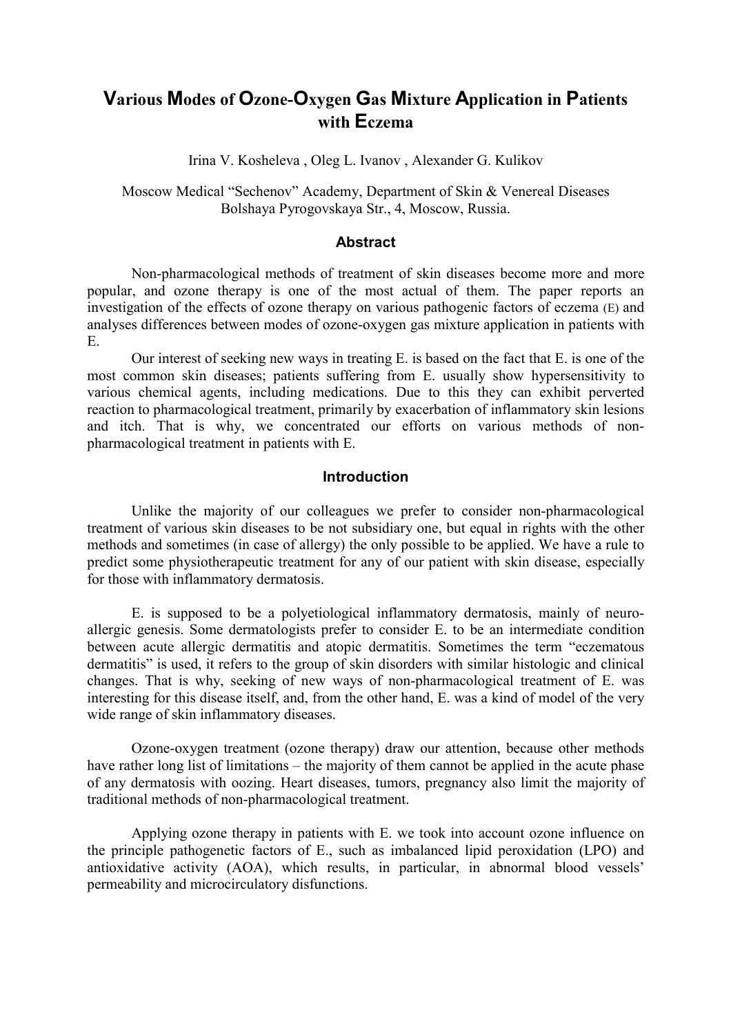# Various Modes of Ozone-Oxygen Gas Mixture Application in Patients with Eczema

Irina V. Kosheleva , Oleg L. Ivanov , Alexander G. Kulikov

Moscow Medical "Sechenov" Academy, Department of Skin & Venereal Diseases
Bolshaya Pyrogovskaya Str., 4, Moscow, Russia.

## Abstract

Non-pharmacological methods of treatment of skin diseases become more and more popular, and ozone therapy is one of the most actual of them. The paper reports an investigation of the effects of ozone therapy on various pathogenic factors of eczema (E) and analyses differences between modes of ozone-oxygen gas mixture application in patients with E.

Our interest of seeking new ways in treating E. is based on the fact that E. is one of the most common skin diseases; patients suffering from E. usually show hypersensitivity to various chemical agents, including medications. Due to this they can exhibit perverted reaction to pharmacological treatment, primarily by exacerbation of inflammatory skin lesions and itch. That is why, we concentrated our efforts on various methods of non-pharmacological treatment in patients with E.

## Introduction

Unlike the majority of our colleagues we prefer to consider non-pharmacological treatment of various skin diseases to be not subsidiary one, but equal in rights with the other methods and sometimes (in case of allergy) the only possible to be applied. We have a rule to predict some physiotherapeutic treatment for any of our patient with skin disease, especially for those with inflammatory dermatosis.

E. is supposed to be a polyetiological inflammatory dermatosis, mainly of neuro-allergic genesis. Some dermatologists prefer to consider E. to be an intermediate condition between acute allergic dermatitis and atopic dermatitis. Sometimes the term "eczematous dermatitis" is used, it refers to the group of skin disorders with similar histologic and clinical changes. That is why, seeking of new ways of non-pharmacological treatment of E. was interesting for this disease itself, and, from the other hand, E. was a kind of model of the very wide range of skin inflammatory diseases.

Ozone-oxygen treatment (ozone therapy) draw our attention, because other methods have rather long list of limitations – the majority of them cannot be applied in the acute phase of any dermatosis with oozing. Heart diseases, tumors, pregnancy also limit the majority of traditional methods of non-pharmacological treatment.

Applying ozone therapy in patients with E. we took into account ozone influence on the principle pathogenetic factors of E., such as imbalanced lipid peroxidation (LPO) and antioxidative activity (AOA), which results, in particular, in abnormal blood vessels' permeability and microcirculatory disfunctions.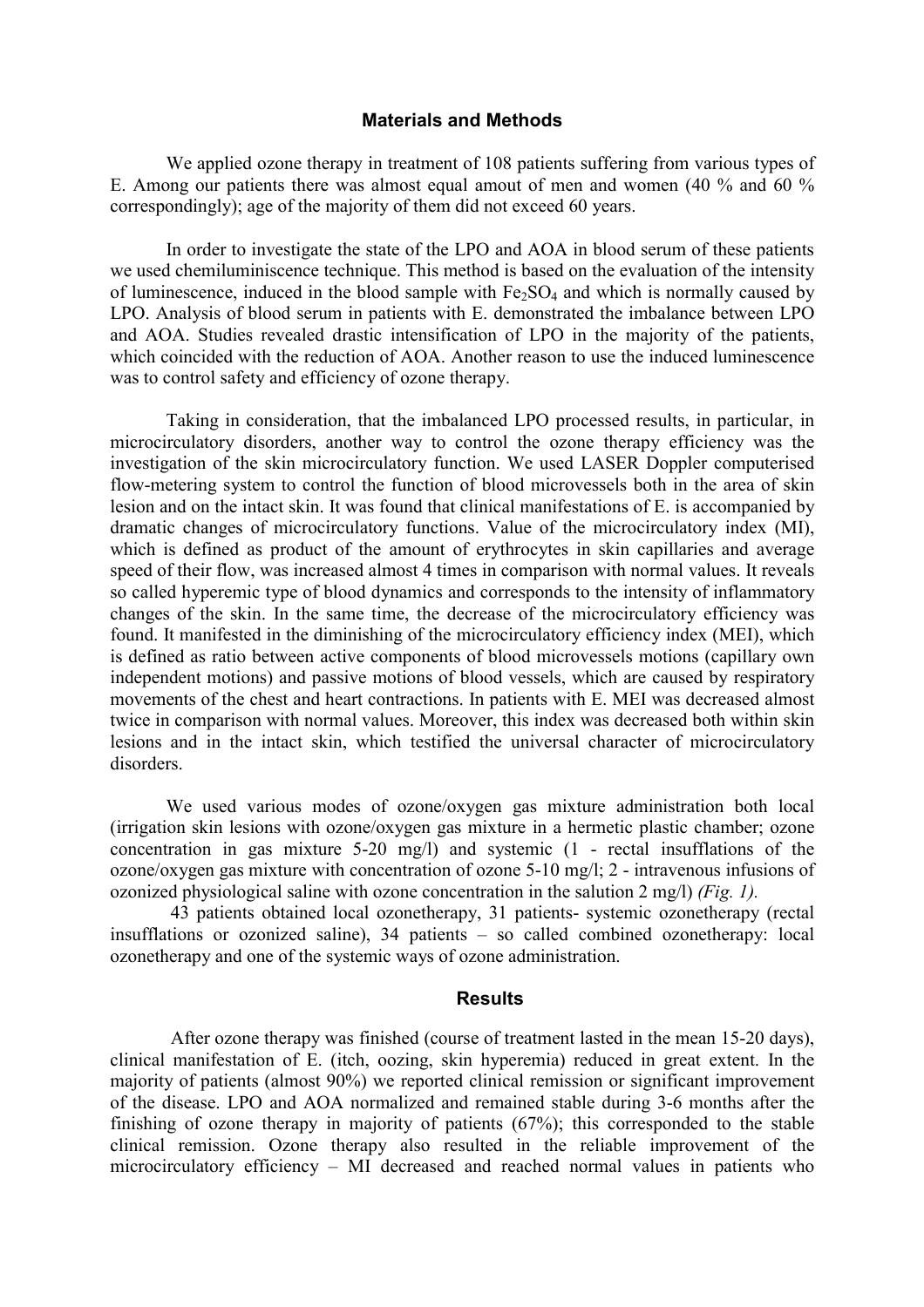## Materials and Methods

We applied ozone therapy in treatment of 108 patients suffering from various types of E. Among our patients there was almost equal amout of men and women (40 % and 60 % correspondingly); age of the majority of them did not exceed 60 years.

In order to investigate the state of the LPO and AOA in blood serum of these patients we used chemiluminiscence technique. This method is based on the evaluation of the intensity of luminescence, induced in the blood sample with $Fe_2SO_4$ and which is normally caused by LPO. Analysis of blood serum in patients with E. demonstrated the imbalance between LPO and AOA. Studies revealed drastic intensification of LPO in the majority of the patients, which coincided with the reduction of AOA. Another reason to use the induced luminescence was to control safety and efficiency of ozone therapy.

Taking in consideration, that the imbalanced LPO processed results, in particular, in microcirculatory disorders, another way to control the ozone therapy efficiency was the investigation of the skin microcirculatory function. We used LASER Doppler computerised flow-metering system to control the function of blood microvessels both in the area of skin lesion and on the intact skin. It was found that clinical manifestations of E. is accompanied by dramatic changes of microcirculatory functions. Value of the microcirculatory index (MI), which is defined as product of the amount of erythrocytes in skin capillaries and average speed of their flow, was increased almost 4 times in comparison with normal values. It reveals so called hyperemic type of blood dynamics and corresponds to the intensity of inflammatory changes of the skin. In the same time, the decrease of the microcirculatory efficiency was found. It manifested in the diminishing of the microcirculatory efficiency index (MEI), which is defined as ratio between active components of blood microvessels motions (capillary own independent motions) and passive motions of blood vessels, which are caused by respiratory movements of the chest and heart contractions. In patients with E. MEI was decreased almost twice in comparison with normal values. Moreover, this index was decreased both within skin lesions and in the intact skin, which testified the universal character of microcirculatory disorders.

We used various modes of ozone/oxygen gas mixture administration both local (irrigation skin lesions with ozone/oxygen gas mixture in a hermetic plastic chamber; ozone concentration in gas mixture 5-20 mg/l) and systemic (1 - rectal insufflations of the ozone/oxygen gas mixture with concentration of ozone 5-10 mg/l; 2 - intravenous infusions of ozonized physiological saline with ozone concentration in the salution 2 mg/l) *(Fig. 1).*

43 patients obtained local ozonetherapy, 31 patients- systemic ozonetherapy (rectal insufflations or ozonized saline), 34 patients – so called combined ozonetherapy: local ozonetherapy and one of the systemic ways of ozone administration.

## Results

After ozone therapy was finished (course of treatment lasted in the mean 15-20 days), clinical manifestation of E. (itch, oozing, skin hyperemia) reduced in great extent. In the majority of patients (almost 90%) we reported clinical remission or significant improvement of the disease. LPO and AOA normalized and remained stable during 3-6 months after the finishing of ozone therapy in majority of patients (67%); this corresponded to the stable clinical remission. Ozone therapy also resulted in the reliable improvement of the microcirculatory efficiency – MI decreased and reached normal values in patients who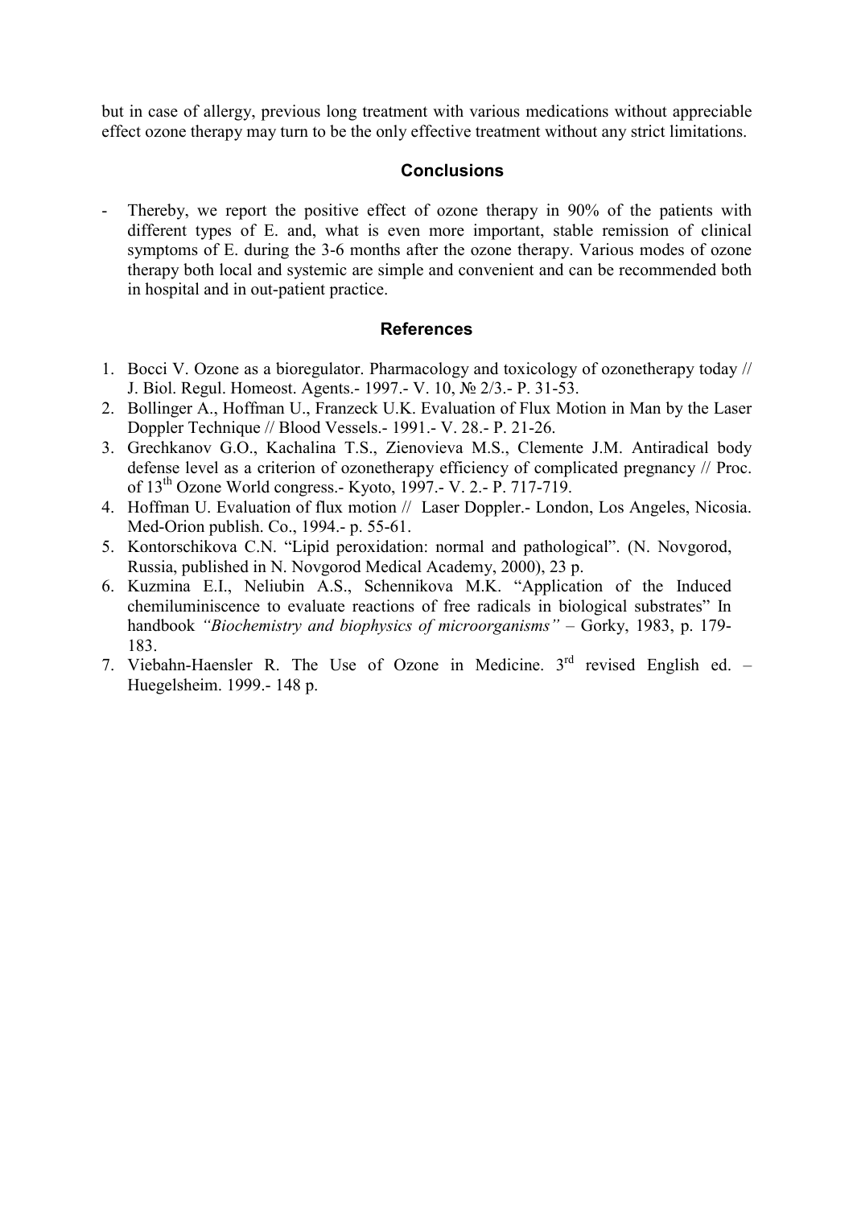but in case of allergy, previous long treatment with various medications without appreciable effect ozone therapy may turn to be the only effective treatment without any strict limitations.

## Conclusions

- Thereby, we report the positive effect of ozone therapy in 90% of the patients with different types of E. and, what is even more important, stable remission of clinical symptoms of E. during the 3-6 months after the ozone therapy. Various modes of ozone therapy both local and systemic are simple and convenient and can be recommended both in hospital and in out-patient practice.

## References

1. Bocci V. Ozone as a bioregulator. Pharmacology and toxicology of ozonetherapy today // J. Biol. Regul. Homeost. Agents.- 1997.- V. 10, № 2/3.- P. 31-53.
2. Bollinger A., Hoffman U., Franzeck U.K. Evaluation of Flux Motion in Man by the Laser Doppler Technique // Blood Vessels.- 1991.- V. 28.- P. 21-26.
3. Grechkanov G.O., Kachalina T.S., Zienovieva M.S., Clemente J.M. Antiradical body defense level as a criterion of ozonetherapy efficiency of complicated pregnancy // Proc. of 13th Ozone World congress.- Kyoto, 1997.- V. 2.- P. 717-719.
4. Hoffman U. Evaluation of flux motion // Laser Doppler.- London, Los Angeles, Nicosia. Med-Orion publish. Co., 1994.- p. 55-61.
5. Kontorschikova C.N. "Lipid peroxidation: normal and pathological". (N. Novgorod, Russia, published in N. Novgorod Medical Academy, 2000), 23 p.
6. Kuzmina E.I., Neliubin A.S., Schennikova M.K. "Application of the Induced chemiluminiscence to evaluate reactions of free radicals in biological substrates" In handbook *"Biochemistry and biophysics of microorganisms"* – Gorky, 1983, p. 179-183.
7. Viebahn-Haensler R. The Use of Ozone in Medicine. 3rd revised English ed. – Huegelsheim. 1999.- 148 p.